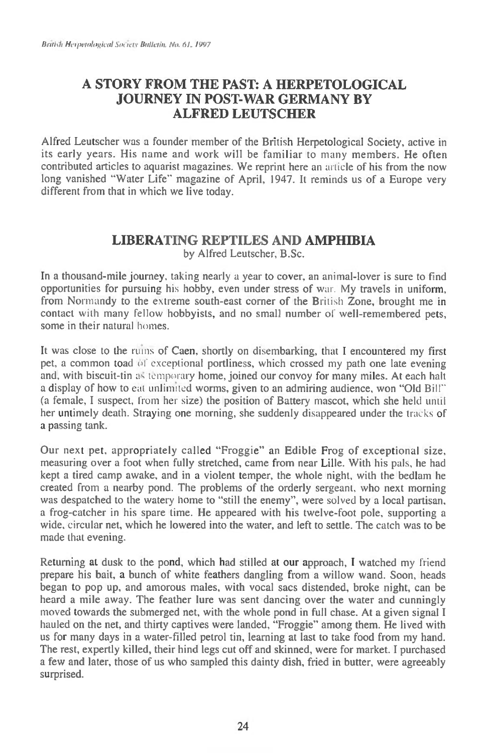# A STORY FROM THE PAST: A HERPETOLOGICAL JOURNEY IN POST-WAR GERMANY BY ALFRED LEUTSCHER

Alfred Leutscher was a founder member of the British Herpetological Society, active in its early years. His name and work will be familiar to many members. He often contributed articles to aquarist magazines. We reprint here an article of his from the now long vanished "Water Life" magazine of April, 1947. It reminds us of a Europe very different from that in which we live today.

## LIBERATING REPTILES AND AMPHIBIA

by Alfred Leutscher, B.Sc.

In a thousand-mile journey, taking nearly a year to cover, an animal-lover is sure to find opportunities for pursuing his hobby, even under stress of war. My travels in uniform, from Normandy to the extreme south-east corner of the British Zone, brought me in contact with many fellow hobbyists, and no small number of well-remembered pets, some in their natural homes.

It was close to the ruins of Caen, shortly on disembarking, that I encountered my first pet, a common toad of exceptional portliness, which crossed my path one late evening and, with biscuit-tin as temporary home, joined our convoy for many miles. At each halt a display of how to eat unlimited worms, given to an admiring audience, won "Old Bill" (a female, I suspect, from her size) the position of Battery mascot, which she held until her untimely death. Straying one morning, she suddenly disappeared under the tracks of a passing tank.

Our next pet, appropriately called "Froggie" an Edible Frog of exceptional size, measuring over a foot when fully stretched, came from near Lille. With his pals, he had kept a tired camp awake, and in a violent temper, the whole night, with the bedlam he created from a nearby pond. The problems of the orderly sergeant, who next morning was despatched to the watery home to "still the enemy", were solved by a local partisan, a frog-catcher in his spare time. He appeared with his twelve-foot pole, supporting a wide, circular net, which he lowered into the water, and left to settle. The catch was to be made that evening.

Returning at dusk to the pond, which had stilled at our approach, I watched my friend prepare his bait, a bunch of white feathers dangling from a willow wand. Soon, heads began to pop up, and amorous males, with vocal sacs distended, broke night, can be heard a mile away. The feather lure was sent dancing over the water and cunningly moved towards the submerged net, with the whole pond in full chase. At a given signal I hauled on the net, and thirty captives were landed, "Froggie" among them. He lived with us for many days in a water-filled petrol tin, learning at last to take food from my hand. The rest, expertly killed, their hind legs cut off and skinned, were for market. I purchased a few and later, those of us who sampled this dainty dish, fried in butter, were agreeably surprised.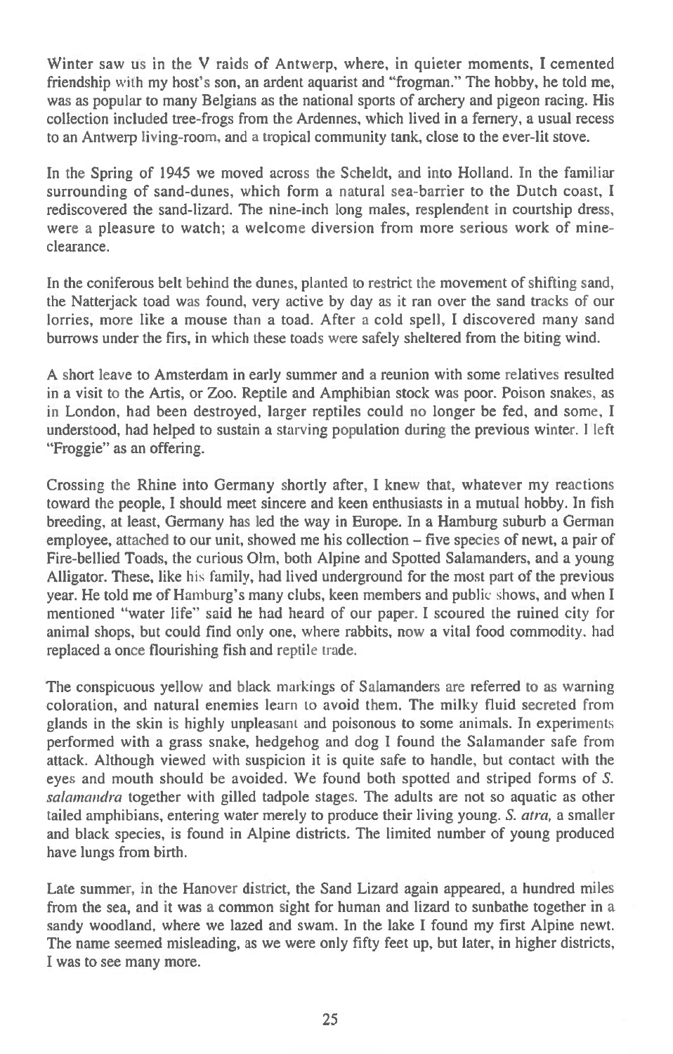Winter saw us in the V raids of Antwerp, where, in quieter moments, I cemented friendship with my host's son, an ardent aquarist and "frogman." The hobby, he told me, was as popular to many Belgians as the national sports of archery and pigeon racing. His collection included tree-frogs from the Ardennes, which lived in a fernery, a usual recess to an Antwerp living-room, and a tropical community tank, close to the ever-lit stove.

In the Spring of 1945 we moved across the Scheldt, and into Holland. In the familiar surrounding of sand-dunes, which form a natural sea-barrier to the Dutch coast, I rediscovered the sand-lizard. The nine-inch long males, resplendent in courtship dress, were a pleasure to watch; a welcome diversion from more serious work of mine-clearance.

In the coniferous belt behind the dunes, planted to restrict the movement of shifting sand, the Natterjack toad was found, very active by day as it ran over the sand tracks of our lorries, more like a mouse than a toad. After a cold spell, I discovered many sand burrows under the firs, in which these toads were safely sheltered from the biting wind.

A short leave to Amsterdam in early summer and a reunion with some relatives resulted in a visit to the Artis, or Zoo. Reptile and Amphibian stock was poor. Poison snakes, as in London, had been destroyed, larger reptiles could no longer be fed, and some, I understood, had helped to sustain a starving population during the previous winter. I left "Froggie" as an offering.

Crossing the Rhine into Germany shortly after, I knew that, whatever my reactions toward the people, I should meet sincere and keen enthusiasts in a mutual hobby. In fish breeding, at least, Germany has led the way in Europe. In a Hamburg suburb a German employee, attached to our unit, showed me his collection – five species of newt, a pair of Fire-bellied Toads, the curious Olm, both Alpine and Spotted Salamanders, and a young Alligator. These, like his family, had lived underground for the most part of the previous year. He told me of Hamburg's many clubs, keen members and public shows, and when I mentioned "water life" said he had heard of our paper. I scoured the ruined city for animal shops, but could find only one, where rabbits, now a vital food commodity, had replaced a once flourishing fish and reptile trade.

The conspicuous yellow and black markings of Salamanders are referred to as warning coloration, and natural enemies learn to avoid them. The milky fluid secreted from glands in the skin is highly unpleasant and poisonous to some animals. In experiments performed with a grass snake, hedgehog and dog I found the Salamander safe from attack. Although viewed with suspicion it is quite safe to handle, but contact with the eyes and mouth should be avoided. We found both spotted and striped forms of *S. salamandra* together with gilled tadpole stages. The adults are not so aquatic as other tailed amphibians, entering water merely to produce their living young. *S. atra,* a smaller and black species, is found in Alpine districts. The limited number of young produced have lungs from birth.

Late summer, in the Hanover district, the Sand Lizard again appeared, a hundred miles from the sea, and it was a common sight for human and lizard to sunbathe together in a sandy woodland, where we lazed and swam. In the lake I found my first Alpine newt. The name seemed misleading, as we were only fifty feet up, but later, in higher districts, I was to see many more.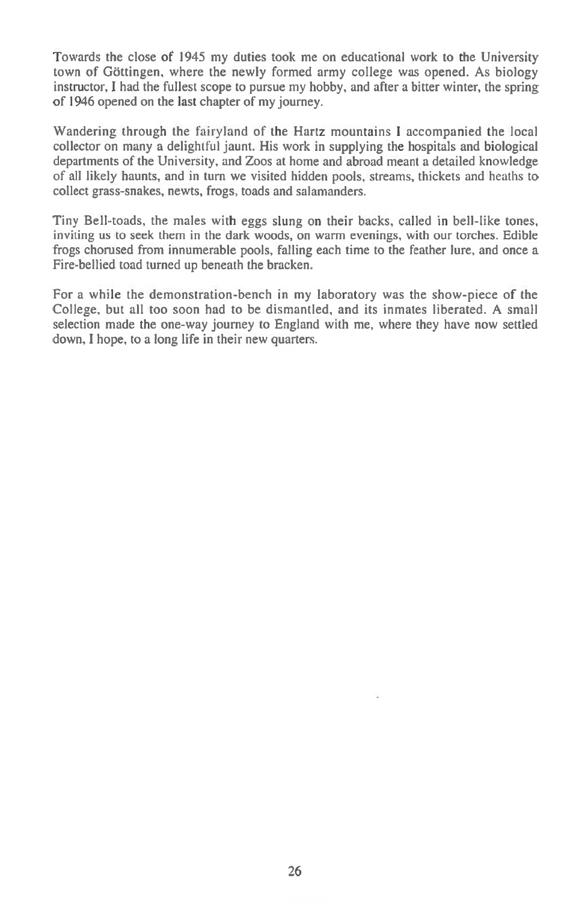Towards the close of 1945 my duties took me on educational work to the University town of Göttingen, where the newly formed army college was opened. As biology instructor, I had the fullest scope to pursue my hobby, and after a bitter winter, the spring of 1946 opened on the last chapter of my journey.

Wandering through the fairyland of the Hartz mountains I accompanied the local collector on many a delightful jaunt. His work in supplying the hospitals and biological departments of the University, and Zoos at home and abroad meant a detailed knowledge of all likely haunts, and in turn we visited hidden pools, streams, thickets and heaths to collect grass-snakes, newts, frogs, toads and salamanders.

Tiny Bell-toads, the males with eggs slung on their backs, called in bell-like tones, inviting us to seek them in the dark woods, on warm evenings, with our torches. Edible frogs chorused from innumerable pools, falling each time to the feather lure, and once a Fire-bellied toad turned up beneath the bracken.

For a while the demonstration-bench in my laboratory was the show-piece of the College, but all too soon had to be dismantled, and its inmates liberated. A small selection made the one-way journey to England with me, where they have now settled down, I hope, to a long life in their new quarters.